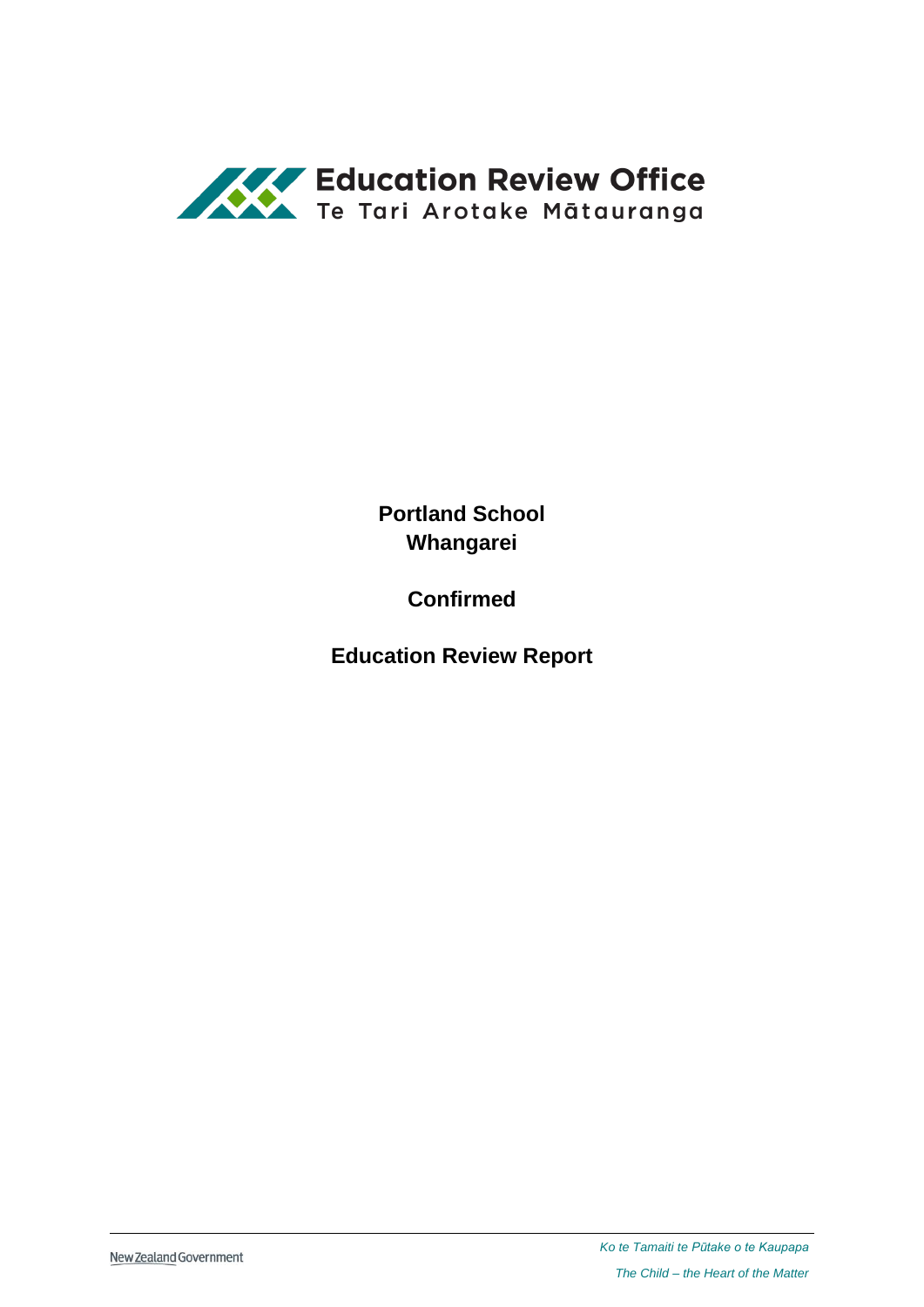Education Review Office
Te Tari Arotake Mātauranga

**Portland School**
**Whangarei**

**Confirmed**

**Education Review Report**

New Zealand Government

*Ko te Tamaiti te Pūtake o te Kaupapa*

*The Child – the Heart of the Matter*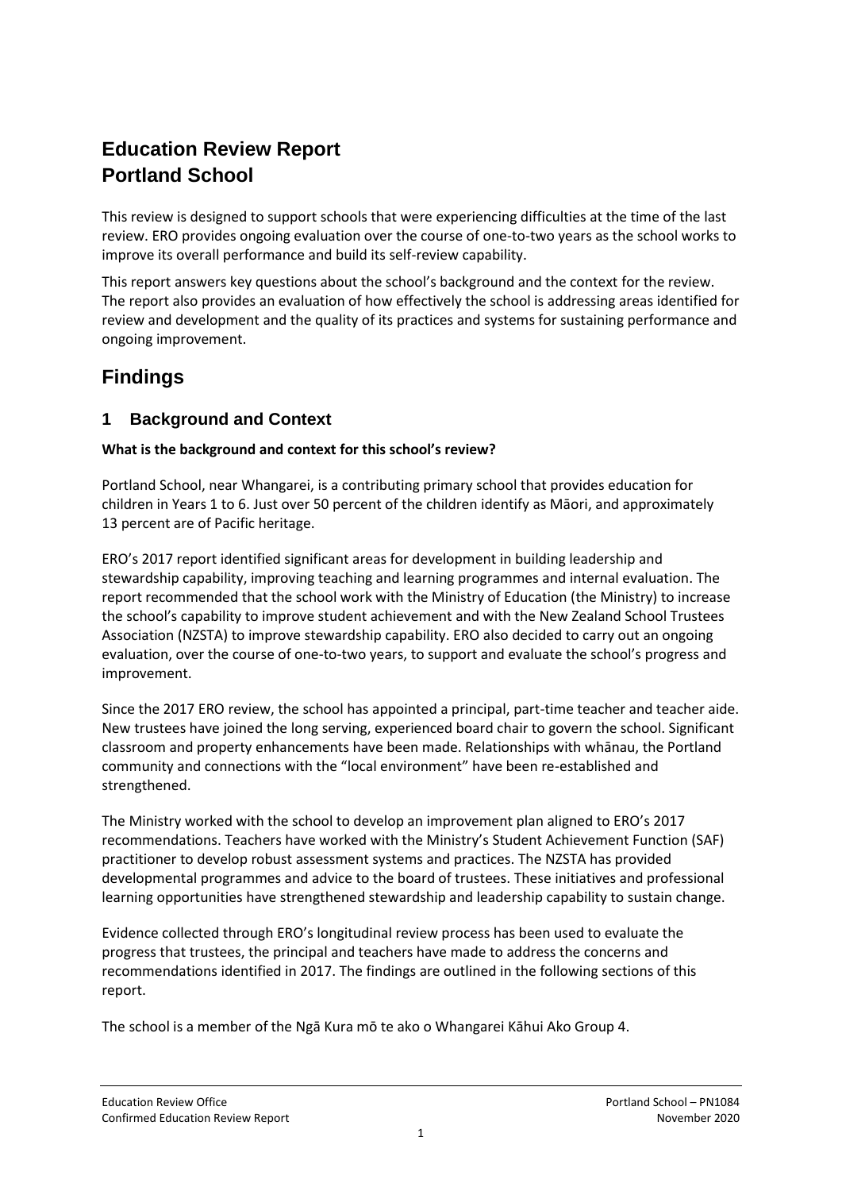# Education Review Report
# Portland School

This review is designed to support schools that were experiencing difficulties at the time of the last review. ERO provides ongoing evaluation over the course of one-to-two years as the school works to improve its overall performance and build its self-review capability.

This report answers key questions about the school's background and the context for the review. The report also provides an evaluation of how effectively the school is addressing areas identified for review and development and the quality of its practices and systems for sustaining performance and ongoing improvement.

## Findings

### 1 Background and Context

**What is the background and context for this school's review?**

Portland School, near Whangarei, is a contributing primary school that provides education for children in Years 1 to 6. Just over 50 percent of the children identify as Māori, and approximately 13 percent are of Pacific heritage.

ERO's 2017 report identified significant areas for development in building leadership and stewardship capability, improving teaching and learning programmes and internal evaluation. The report recommended that the school work with the Ministry of Education (the Ministry) to increase the school's capability to improve student achievement and with the New Zealand School Trustees Association (NZSTA) to improve stewardship capability. ERO also decided to carry out an ongoing evaluation, over the course of one-to-two years, to support and evaluate the school's progress and improvement.

Since the 2017 ERO review, the school has appointed a principal, part-time teacher and teacher aide. New trustees have joined the long serving, experienced board chair to govern the school. Significant classroom and property enhancements have been made. Relationships with whānau, the Portland community and connections with the "local environment" have been re-established and strengthened.

The Ministry worked with the school to develop an improvement plan aligned to ERO's 2017 recommendations. Teachers have worked with the Ministry's Student Achievement Function (SAF) practitioner to develop robust assessment systems and practices. The NZSTA has provided developmental programmes and advice to the board of trustees. These initiatives and professional learning opportunities have strengthened stewardship and leadership capability to sustain change.

Evidence collected through ERO's longitudinal review process has been used to evaluate the progress that trustees, the principal and teachers have made to address the concerns and recommendations identified in 2017. The findings are outlined in the following sections of this report.

The school is a member of the Ngā Kura mō te ako o Whangarei Kāhui Ako Group 4.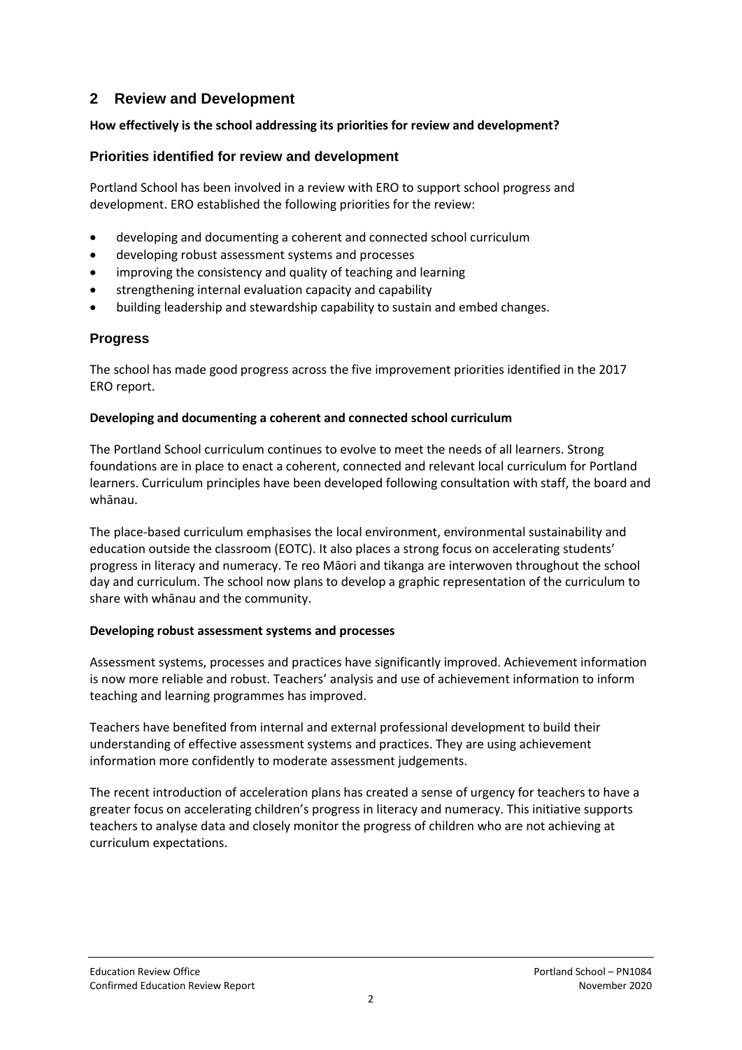## 2 Review and Development

**How effectively is the school addressing its priorities for review and development?**

### Priorities identified for review and development

Portland School has been involved in a review with ERO to support school progress and development. ERO established the following priorities for the review:

- developing and documenting a coherent and connected school curriculum
- developing robust assessment systems and processes
- improving the consistency and quality of teaching and learning
- strengthening internal evaluation capacity and capability
- building leadership and stewardship capability to sustain and embed changes.

### Progress

The school has made good progress across the five improvement priorities identified in the 2017 ERO report.

**Developing and documenting a coherent and connected school curriculum**

The Portland School curriculum continues to evolve to meet the needs of all learners. Strong foundations are in place to enact a coherent, connected and relevant local curriculum for Portland learners. Curriculum principles have been developed following consultation with staff, the board and whānau.

The place-based curriculum emphasises the local environment, environmental sustainability and education outside the classroom (EOTC). It also places a strong focus on accelerating students' progress in literacy and numeracy. Te reo Māori and tikanga are interwoven throughout the school day and curriculum. The school now plans to develop a graphic representation of the curriculum to share with whānau and the community.

**Developing robust assessment systems and processes**

Assessment systems, processes and practices have significantly improved. Achievement information is now more reliable and robust. Teachers' analysis and use of achievement information to inform teaching and learning programmes has improved.

Teachers have benefited from internal and external professional development to build their understanding of effective assessment systems and practices. They are using achievement information more confidently to moderate assessment judgements.

The recent introduction of acceleration plans has created a sense of urgency for teachers to have a greater focus on accelerating children's progress in literacy and numeracy. This initiative supports teachers to analyse data and closely monitor the progress of children who are not achieving at curriculum expectations.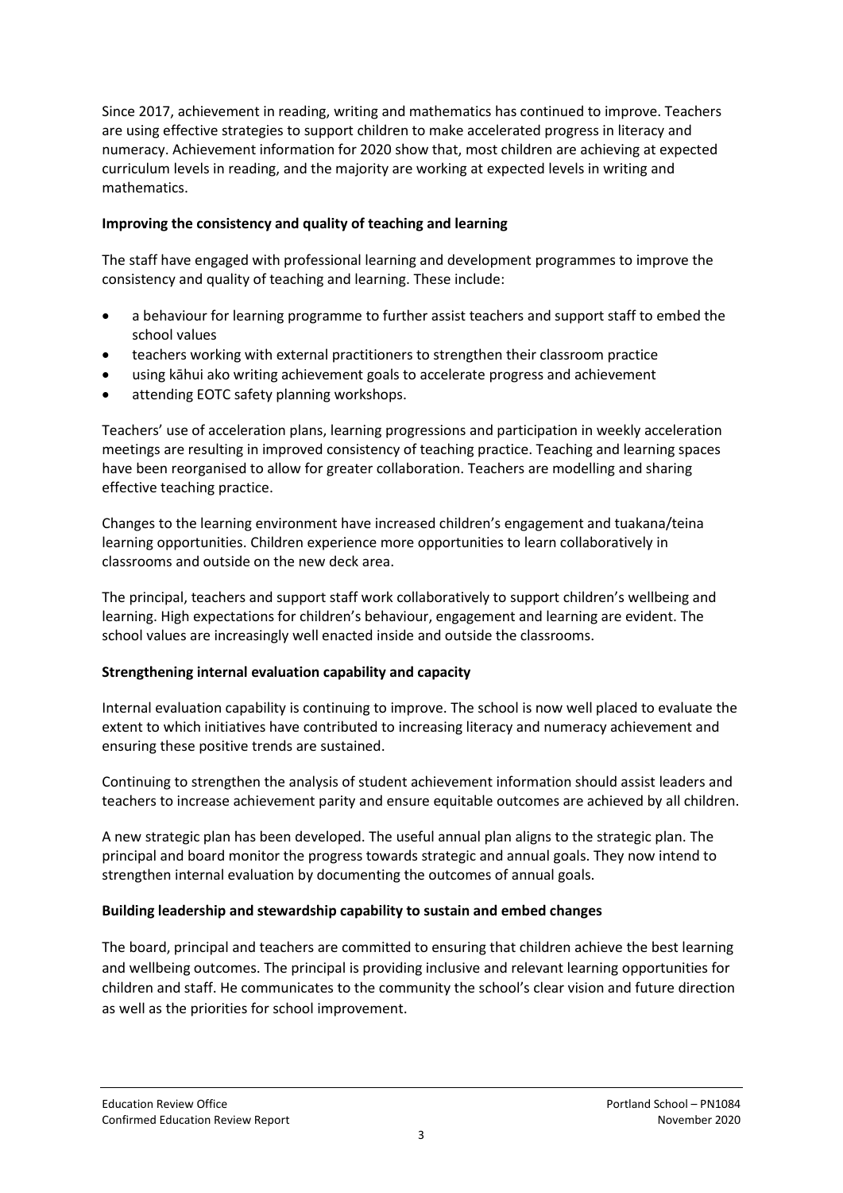Since 2017, achievement in reading, writing and mathematics has continued to improve. Teachers are using effective strategies to support children to make accelerated progress in literacy and numeracy. Achievement information for 2020 show that, most children are achieving at expected curriculum levels in reading, and the majority are working at expected levels in writing and mathematics.

**Improving the consistency and quality of teaching and learning**

The staff have engaged with professional learning and development programmes to improve the consistency and quality of teaching and learning. These include:

- a behaviour for learning programme to further assist teachers and support staff to embed the school values
- teachers working with external practitioners to strengthen their classroom practice
- using kāhui ako writing achievement goals to accelerate progress and achievement
- attending EOTC safety planning workshops.

Teachers' use of acceleration plans, learning progressions and participation in weekly acceleration meetings are resulting in improved consistency of teaching practice. Teaching and learning spaces have been reorganised to allow for greater collaboration. Teachers are modelling and sharing effective teaching practice.

Changes to the learning environment have increased children's engagement and tuakana/teina learning opportunities. Children experience more opportunities to learn collaboratively in classrooms and outside on the new deck area.

The principal, teachers and support staff work collaboratively to support children's wellbeing and learning. High expectations for children's behaviour, engagement and learning are evident. The school values are increasingly well enacted inside and outside the classrooms.

**Strengthening internal evaluation capability and capacity**

Internal evaluation capability is continuing to improve. The school is now well placed to evaluate the extent to which initiatives have contributed to increasing literacy and numeracy achievement and ensuring these positive trends are sustained.

Continuing to strengthen the analysis of student achievement information should assist leaders and teachers to increase achievement parity and ensure equitable outcomes are achieved by all children.

A new strategic plan has been developed. The useful annual plan aligns to the strategic plan. The principal and board monitor the progress towards strategic and annual goals. They now intend to strengthen internal evaluation by documenting the outcomes of annual goals.

**Building leadership and stewardship capability to sustain and embed changes**

The board, principal and teachers are committed to ensuring that children achieve the best learning and wellbeing outcomes. The principal is providing inclusive and relevant learning opportunities for children and staff. He communicates to the community the school's clear vision and future direction as well as the priorities for school improvement.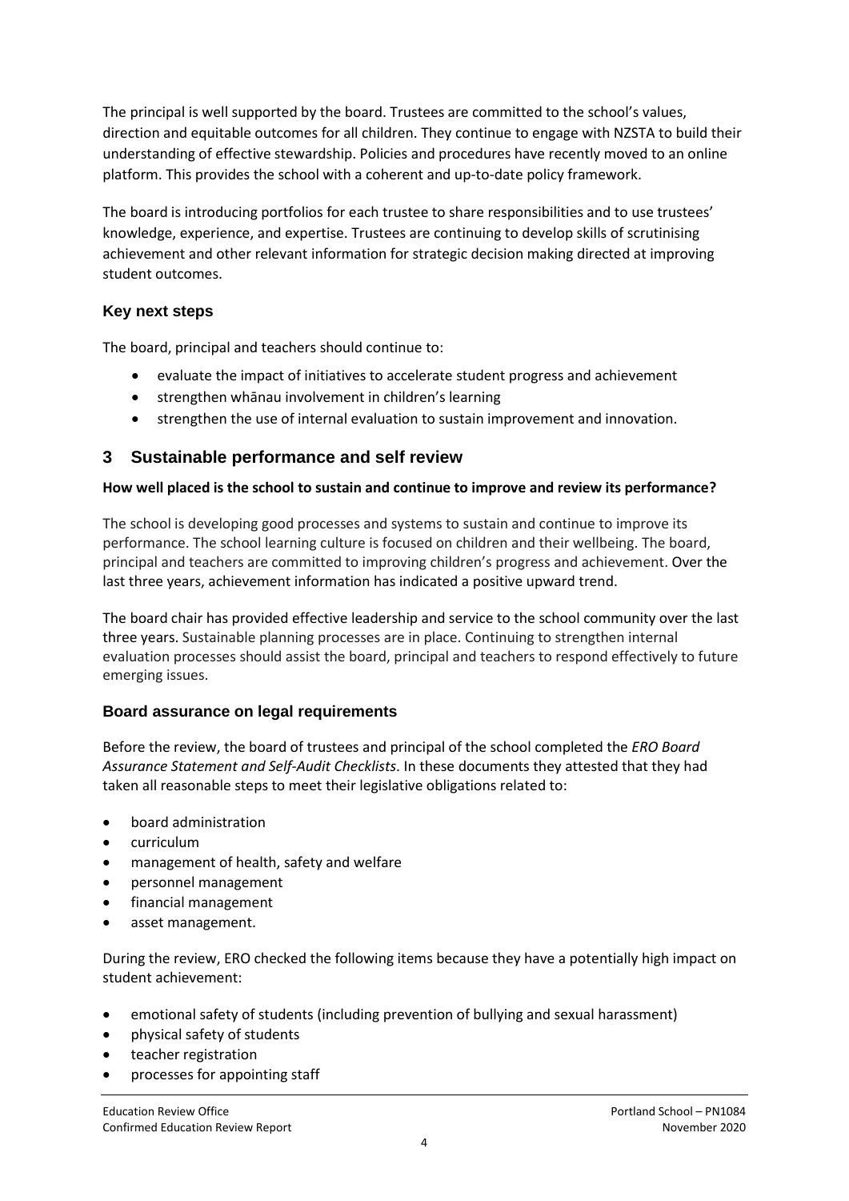The principal is well supported by the board. Trustees are committed to the school's values, direction and equitable outcomes for all children. They continue to engage with NZSTA to build their understanding of effective stewardship. Policies and procedures have recently moved to an online platform. This provides the school with a coherent and up-to-date policy framework.

The board is introducing portfolios for each trustee to share responsibilities and to use trustees' knowledge, experience, and expertise. Trustees are continuing to develop skills of scrutinising achievement and other relevant information for strategic decision making directed at improving student outcomes.

### Key next steps

The board, principal and teachers should continue to:

- evaluate the impact of initiatives to accelerate student progress and achievement
- strengthen whānau involvement in children's learning
- strengthen the use of internal evaluation to sustain improvement and innovation.

## 3 Sustainable performance and self review

**How well placed is the school to sustain and continue to improve and review its performance?**

The school is developing good processes and systems to sustain and continue to improve its performance. The school learning culture is focused on children and their wellbeing. The board, principal and teachers are committed to improving children's progress and achievement. Over the last three years, achievement information has indicated a positive upward trend.

The board chair has provided effective leadership and service to the school community over the last three years. Sustainable planning processes are in place. Continuing to strengthen internal evaluation processes should assist the board, principal and teachers to respond effectively to future emerging issues.

### Board assurance on legal requirements

Before the review, the board of trustees and principal of the school completed the *ERO Board Assurance Statement and Self-Audit Checklists*. In these documents they attested that they had taken all reasonable steps to meet their legislative obligations related to:

- board administration
- curriculum
- management of health, safety and welfare
- personnel management
- financial management
- asset management.

During the review, ERO checked the following items because they have a potentially high impact on student achievement:

- emotional safety of students (including prevention of bullying and sexual harassment)
- physical safety of students
- teacher registration
- processes for appointing staff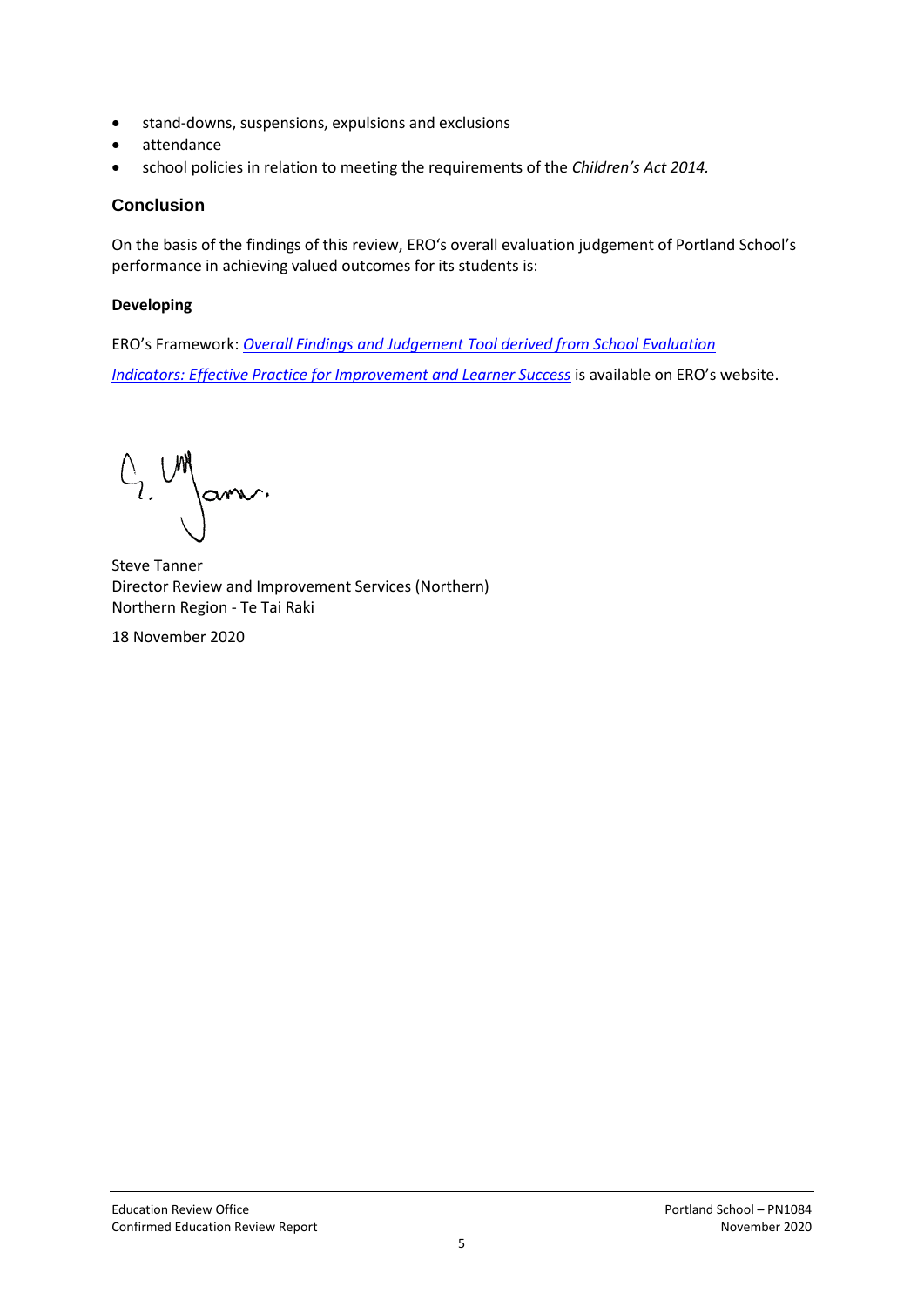- stand-downs, suspensions, expulsions and exclusions
- attendance
- school policies in relation to meeting the requirements of the *Children's Act 2014.*

## Conclusion

On the basis of the findings of this review, ERO's overall evaluation judgement of Portland School's performance in achieving valued outcomes for its students is:

**Developing**

ERO's Framework: *Overall Findings and Judgement Tool derived from School Evaluation Indicators: Effective Practice for Improvement and Learner Success* is available on ERO's website.

Steve Tanner
Director Review and Improvement Services (Northern)
Northern Region - Te Tai Raki

18 November 2020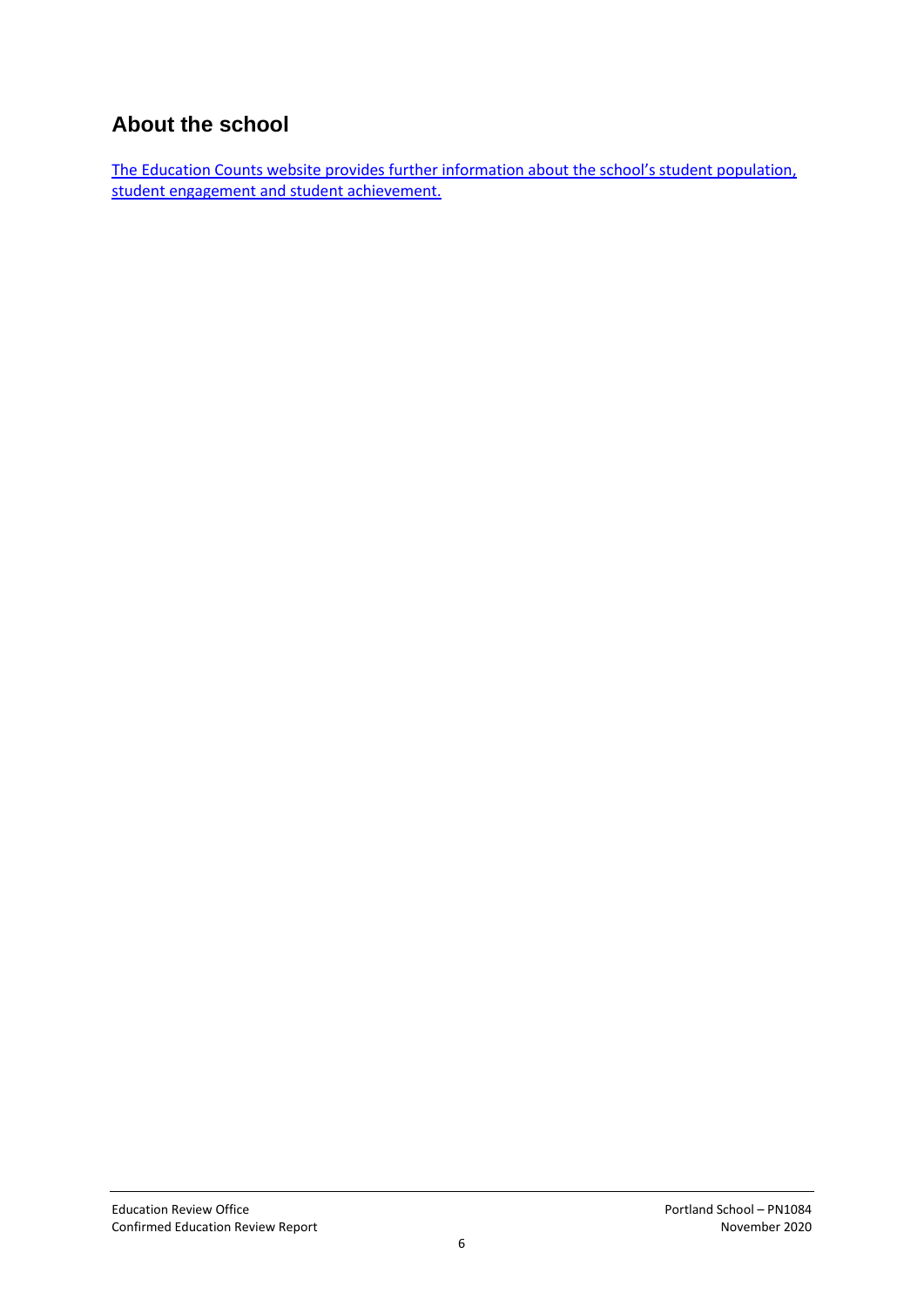## About the school

[The Education Counts website provides further information about the school's student population, student engagement and student achievement.]